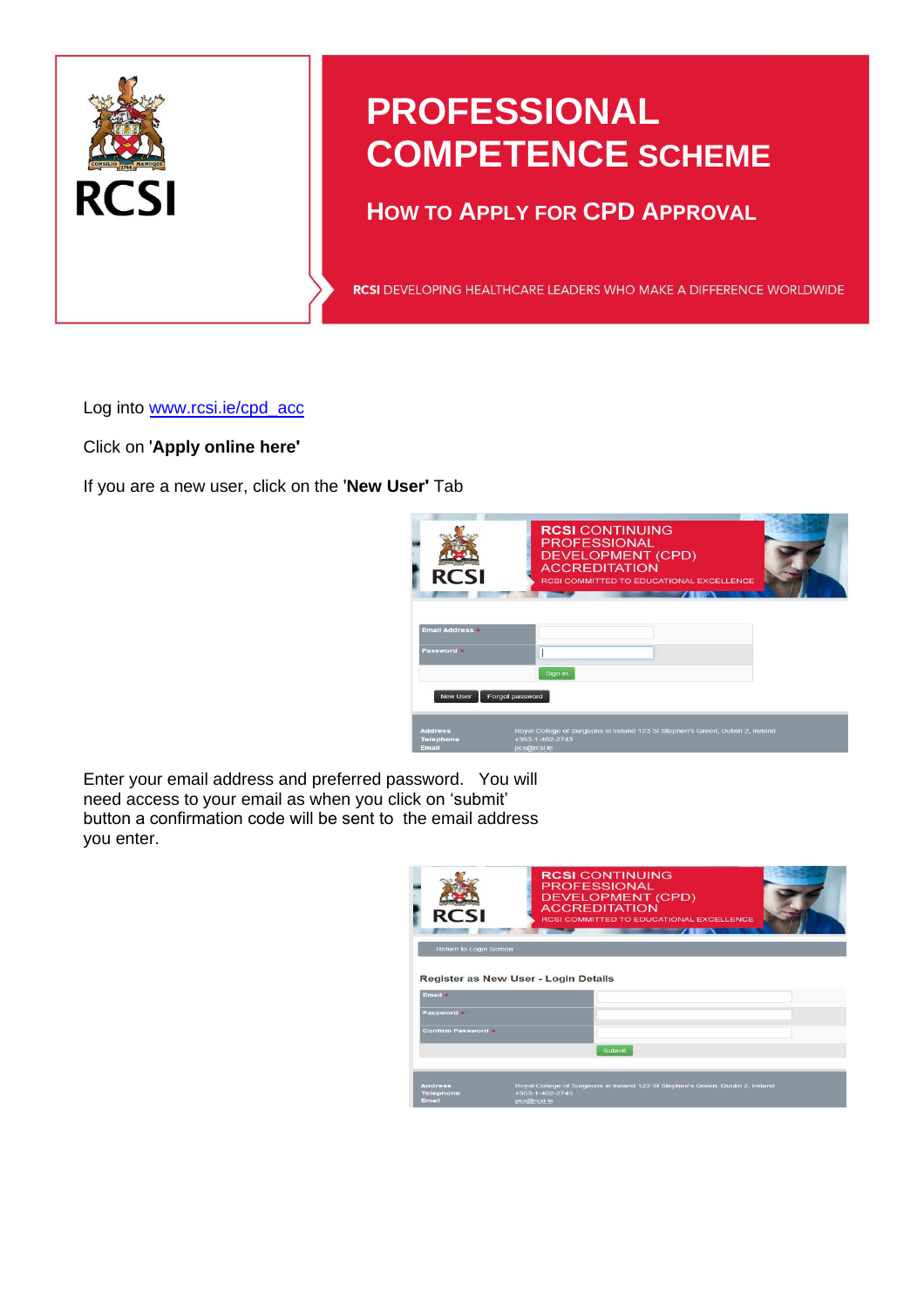# PROFESSIONAL COMPETENCE SCHEME

## HOW TO APPLY FOR CPD APPROVAL

**RCSI** DEVELOPING HEALTHCARE LEADERS WHO MAKE A DIFFERENCE WORLDWIDE

Log into [www.rcsi.ie/cpd_acc](www.rcsi.ie/cpd_acc)

Click on '**Apply online here'**

If you are a new user, click on the '**New User'** Tab

Enter your email address and preferred password. You will need access to your email as when you click on 'submit' button a confirmation code will be sent to the email address you enter.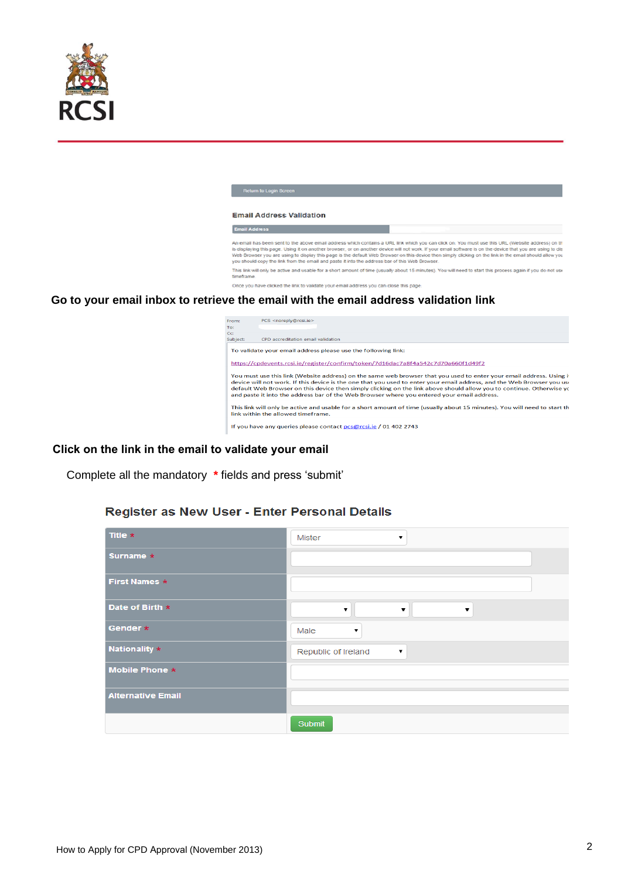Return to Login Screen

**Email Address Validation**

| Email Address | |
|---|---|

An email has been sent to the above email address which contains a URL link which you can click on. You must use this URL (Website address) on th is displaying this page. Using it on another browser, or on another device will not work. If your email software is on the device that you are using to dis Web Browser you are using to display this page is the default Web Browser on this device then simply clicking on the link in the email should allow you you should copy the link from the email and paste it into the address bar of this Web Browser.

This link will only be active and usable for a short amount of time (usually about 15 minutes). You will need to start this process again if you do not use timeframe.

Once you have clicked the link to validate your email address you can close this page.

**Go to your email inbox to retrieve the email with the email address validation link**

From: PCS <noreply@rcsi.ie>
To:
Cc:
Subject: CPD accreditation email validation

To validate your email address please use the following link:

https://cpdevents.rcsi.ie/register/confirm/token/7d16dac7a8f4a542c7d70a660f1d49f2

You must use this link (Website address) on the same web browser that you used to enter your email address. Using i device will not work. If this device is the one that you used to enter your email address, and the Web Browser you us default Web Browser on this device then simply clicking on the link above should allow you to continue. Otherwise yo and paste it into the address bar of the Web Browser where you entered your email address.

This link will only be active and usable for a short amount of time (usually about 15 minutes). You will need to start th link within the allowed timeframe.

If you have any queries please contact pcs@rcsi.ie / 01 402 2743

**Click on the link in the email to validate your email**

Complete all the mandatory * fields and press 'submit'

## Register as New User - Enter Personal Details

| Field | Value |
|---|---|
| Title * | Mister |
| Surname * | |
| First Names * | |
| Date of Birth * | |
| Gender * | Male |
| Nationality * | Republic of Ireland |
| Mobile Phone * | |
| Alternative Email | |
| | Submit |

How to Apply for CPD Approval (November 2013)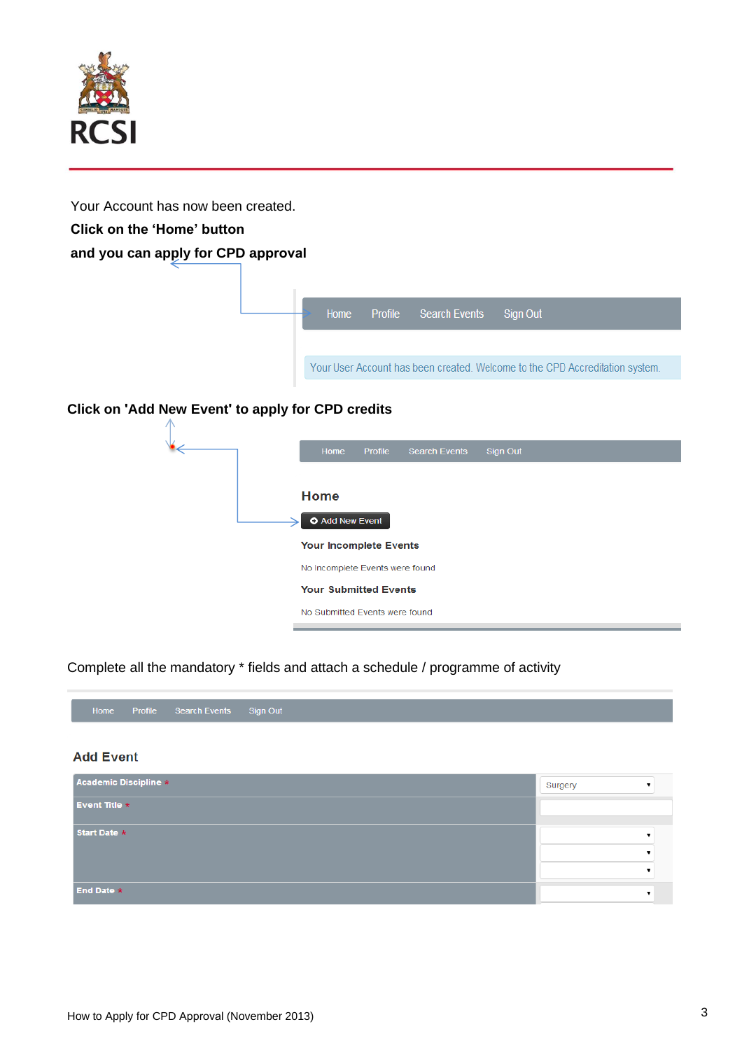Your Account has now been created.

**Click on the 'Home' button**

**and you can apply for CPD approval**

Home Profile Search Events Sign Out

Your User Account has been created. Welcome to the CPD Accreditation system.

**Click on 'Add New Event' to apply for CPD credits**

Home Profile Search Events Sign Out

## Home

Add New Event

**Your Incomplete Events**

No Incomplete Events were found

**Your Submitted Events**

No Submitted Events were found

Complete all the mandatory * fields and attach a schedule / programme of activity

Home Profile Search Events Sign Out

## Add Event

| Field | Value |
|---|---|
| **Academic Discipline** * | Surgery |
| **Event Title** * | |
| **Start Date** * | |
| **End Date** * | |

How to Apply for CPD Approval (November 2013)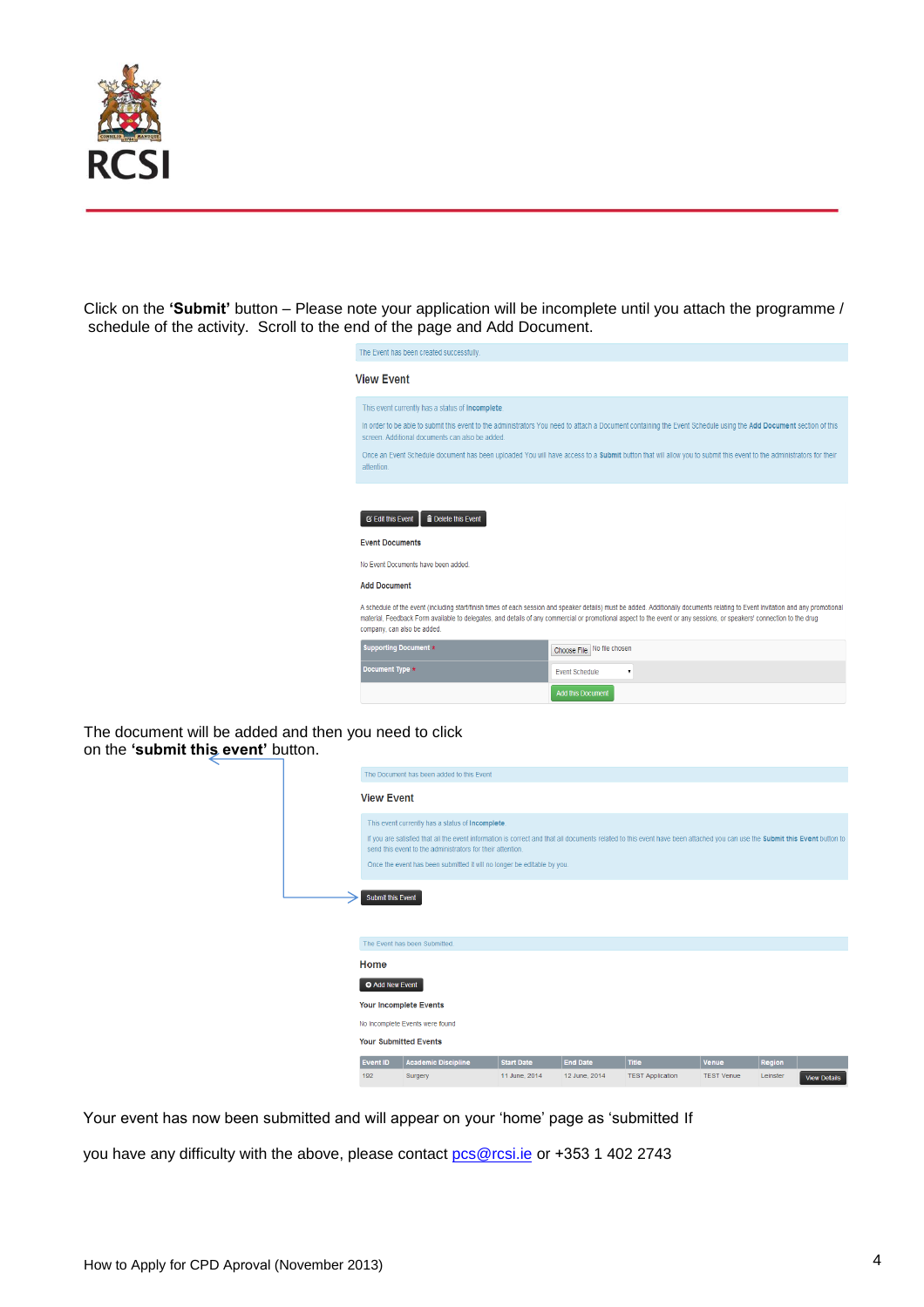Click on the **'Submit'** button – Please note your application will be incomplete until you attach the programme / schedule of the activity. Scroll to the end of the page and Add Document.

The Event has been created successfully.

View Event

This event currently has a status of **Incomplete**

In order to be able to submit this event to the administrators You need to attach a Document containing the Event Schedule using the **Add Document** section of this screen. Additional documents can also be added.

Once an Event Schedule document has been uploaded You will have access to a **Submit** button that will allow you to submit this event to the administrators for their attention.

Edit this Event | Delete this Event

**Event Documents**

No Event Documents have been added.

**Add Document**

A schedule of the event (including start/finish times of each session and speaker details) must be added. Additionally documents relating to Event invitation and any promotional material, Feedback Form available to delegates, and details of any commercial or promotional aspect to the event or any sessions, or speakers' connection to the drug company, can also be added.

| | |
|---|---|
| Supporting Document * | Choose File No file chosen |
| Document Type * | Event Schedule |
| | Add this Document |

The document will be added and then you need to click on the **'submit this event'** button.

The Document has been added to this Event

View Event

This event currently has a status of **Incomplete**

If you are satisfied that all the event information is correct and that all documents related to this event have been attached you can use the **Submit this Event** button to send this event to the administrators for their attention.

Once the event has been submitted it will no longer be editable by you.

Submit this Event

The Event has been Submitted

Home

Add New Event

**Your Incomplete Events**

No Incomplete Events were found

**Your Submitted Events**

| Event ID | Academic Discipline | Start Date | End Date | Title | Venue | Region | |
|---|---|---|---|---|---|---|---|
| 192 | Surgery | 11 June, 2014 | 12 June, 2014 | TEST Application | TEST Venue | Leinster | View Details |

Your event has now been submitted and will appear on your 'home' page as 'submitted If

you have any difficulty with the above, please contact pcs@rcsi.ie or +353 1 402 2743